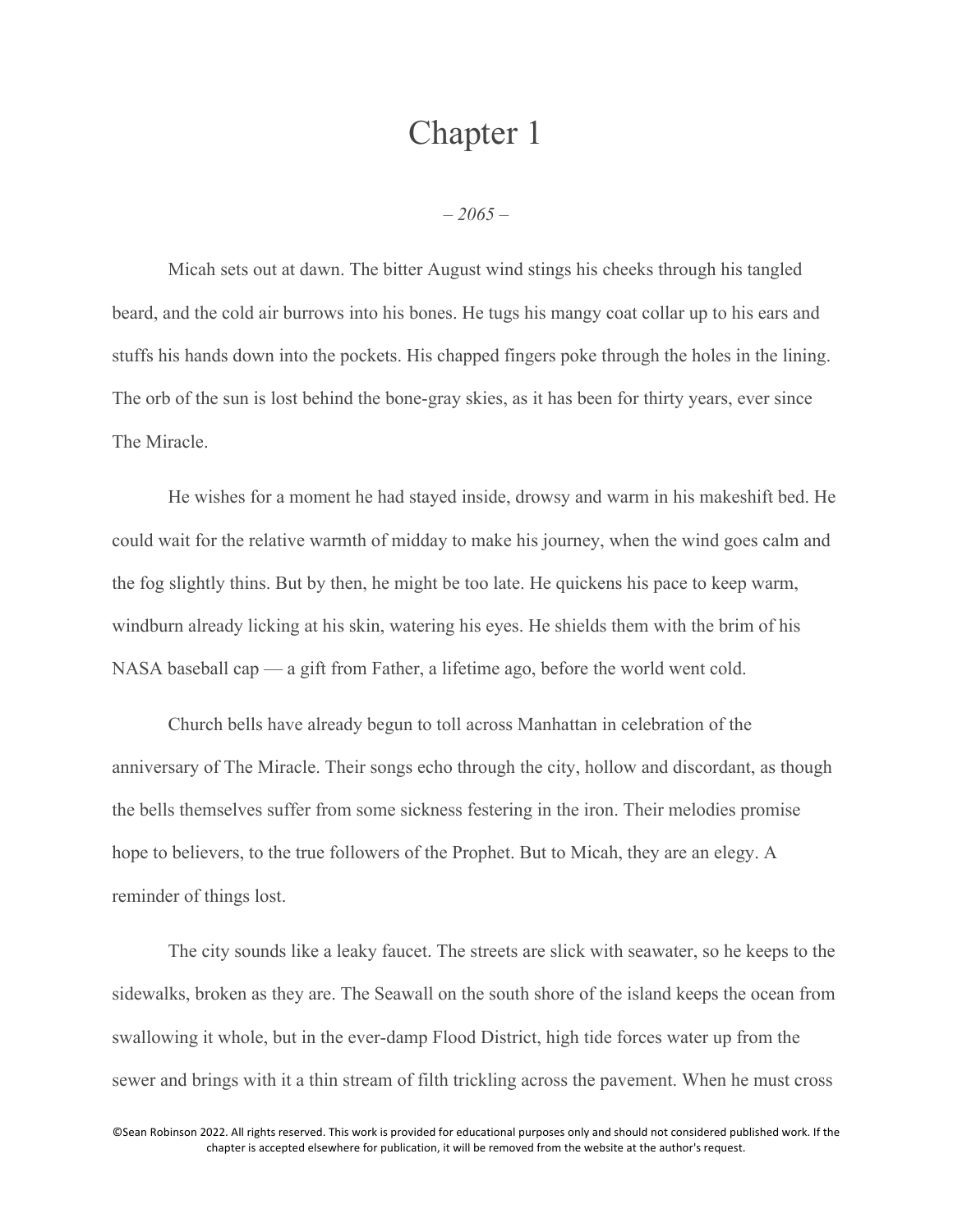# Chapter 1

*– 2065 –*

Micah sets out at dawn. The bitter August wind stings his cheeks through his tangled beard, and the cold air burrows into his bones. He tugs his mangy coat collar up to his ears and stuffs his hands down into the pockets. His chapped fingers poke through the holes in the lining. The orb of the sun is lost behind the bone-gray skies, as it has been for thirty years, ever since The Miracle.

He wishes for a moment he had stayed inside, drowsy and warm in his makeshift bed. He could wait for the relative warmth of midday to make his journey, when the wind goes calm and the fog slightly thins. But by then, he might be too late. He quickens his pace to keep warm, windburn already licking at his skin, watering his eyes. He shields them with the brim of his NASA baseball cap — a gift from Father, a lifetime ago, before the world went cold.

Church bells have already begun to toll across Manhattan in celebration of the anniversary of The Miracle. Their songs echo through the city, hollow and discordant, as though the bells themselves suffer from some sickness festering in the iron. Their melodies promise hope to believers, to the true followers of the Prophet. But to Micah, they are an elegy. A reminder of things lost.

The city sounds like a leaky faucet. The streets are slick with seawater, so he keeps to the sidewalks, broken as they are. The Seawall on the south shore of the island keeps the ocean from swallowing it whole, but in the ever-damp Flood District, high tide forces water up from the sewer and brings with it a thin stream of filth trickling across the pavement. When he must cross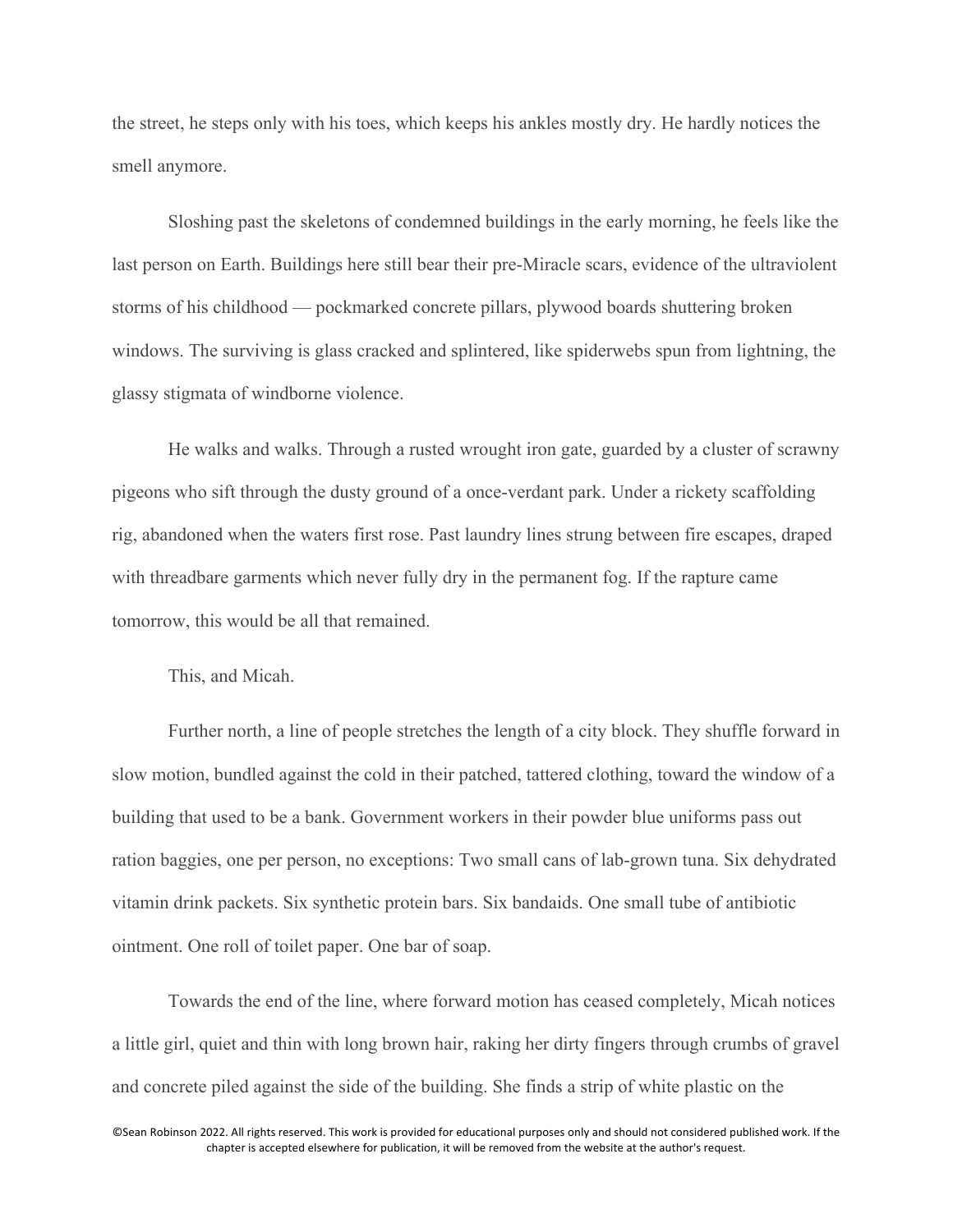the street, he steps only with his toes, which keeps his ankles mostly dry. He hardly notices the smell anymore.

Sloshing past the skeletons of condemned buildings in the early morning, he feels like the last person on Earth. Buildings here still bear their pre-Miracle scars, evidence of the ultraviolent storms of his childhood — pockmarked concrete pillars, plywood boards shuttering broken windows. The surviving is glass cracked and splintered, like spiderwebs spun from lightning, the glassy stigmata of windborne violence.

He walks and walks. Through a rusted wrought iron gate, guarded by a cluster of scrawny pigeons who sift through the dusty ground of a once-verdant park. Under a rickety scaffolding rig, abandoned when the waters first rose. Past laundry lines strung between fire escapes, draped with threadbare garments which never fully dry in the permanent fog. If the rapture came tomorrow, this would be all that remained.

This, and Micah.

Further north, a line of people stretches the length of a city block. They shuffle forward in slow motion, bundled against the cold in their patched, tattered clothing, toward the window of a building that used to be a bank. Government workers in their powder blue uniforms pass out ration baggies, one per person, no exceptions: Two small cans of lab-grown tuna. Six dehydrated vitamin drink packets. Six synthetic protein bars. Six bandaids. One small tube of antibiotic ointment. One roll of toilet paper. One bar of soap.

Towards the end of the line, where forward motion has ceased completely, Micah notices a little girl, quiet and thin with long brown hair, raking her dirty fingers through crumbs of gravel and concrete piled against the side of the building. She finds a strip of white plastic on the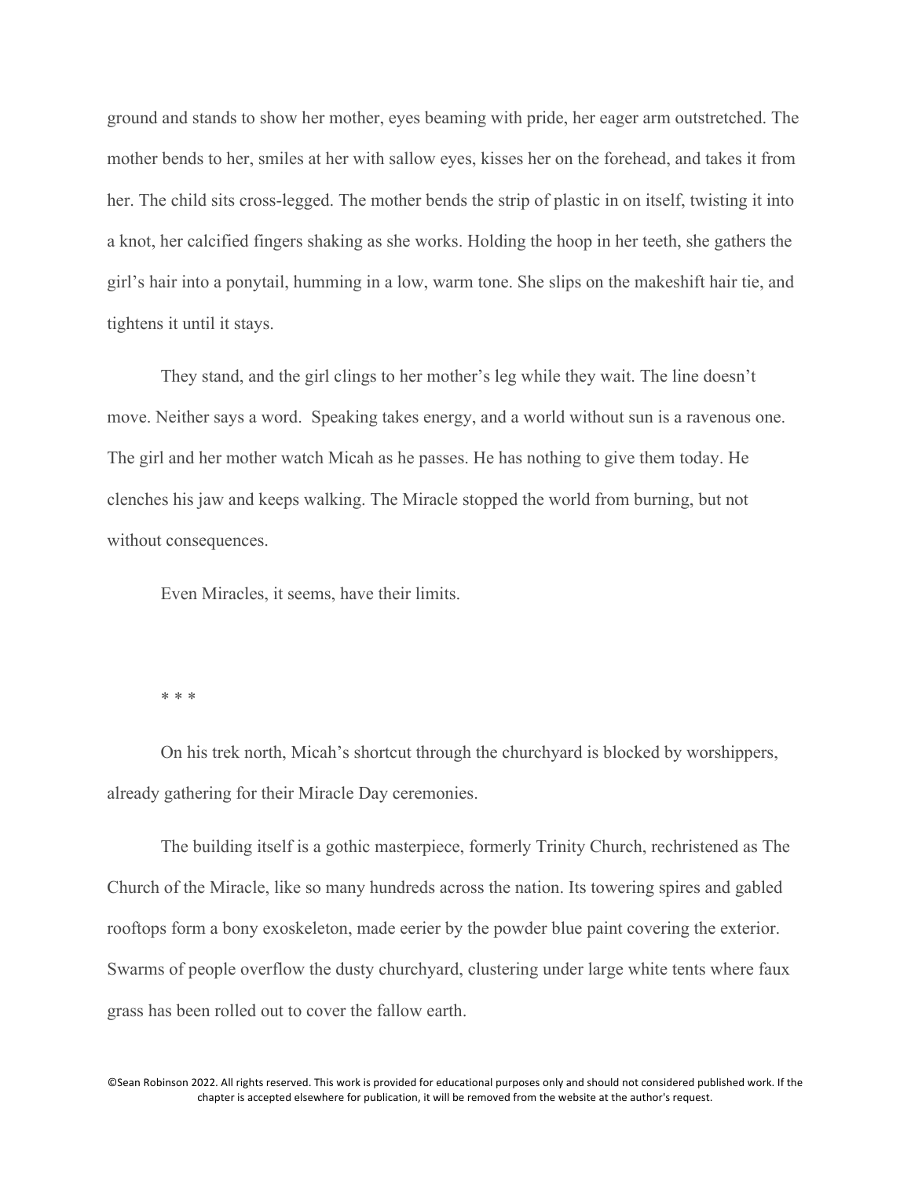ground and stands to show her mother, eyes beaming with pride, her eager arm outstretched. The mother bends to her, smiles at her with sallow eyes, kisses her on the forehead, and takes it from her. The child sits cross-legged. The mother bends the strip of plastic in on itself, twisting it into a knot, her calcified fingers shaking as she works. Holding the hoop in her teeth, she gathers the girl's hair into a ponytail, humming in a low, warm tone. She slips on the makeshift hair tie, and tightens it until it stays.

They stand, and the girl clings to her mother's leg while they wait. The line doesn't move. Neither says a word.  Speaking takes energy, and a world without sun is a ravenous one. The girl and her mother watch Micah as he passes. He has nothing to give them today. He clenches his jaw and keeps walking. The Miracle stopped the world from burning, but not without consequences.

Even Miracles, it seems, have their limits.

* * *

On his trek north, Micah's shortcut through the churchyard is blocked by worshippers, already gathering for their Miracle Day ceremonies.

The building itself is a gothic masterpiece, formerly Trinity Church, rechristened as The Church of the Miracle, like so many hundreds across the nation. Its towering spires and gabled rooftops form a bony exoskeleton, made eerier by the powder blue paint covering the exterior. Swarms of people overflow the dusty churchyard, clustering under large white tents where faux grass has been rolled out to cover the fallow earth.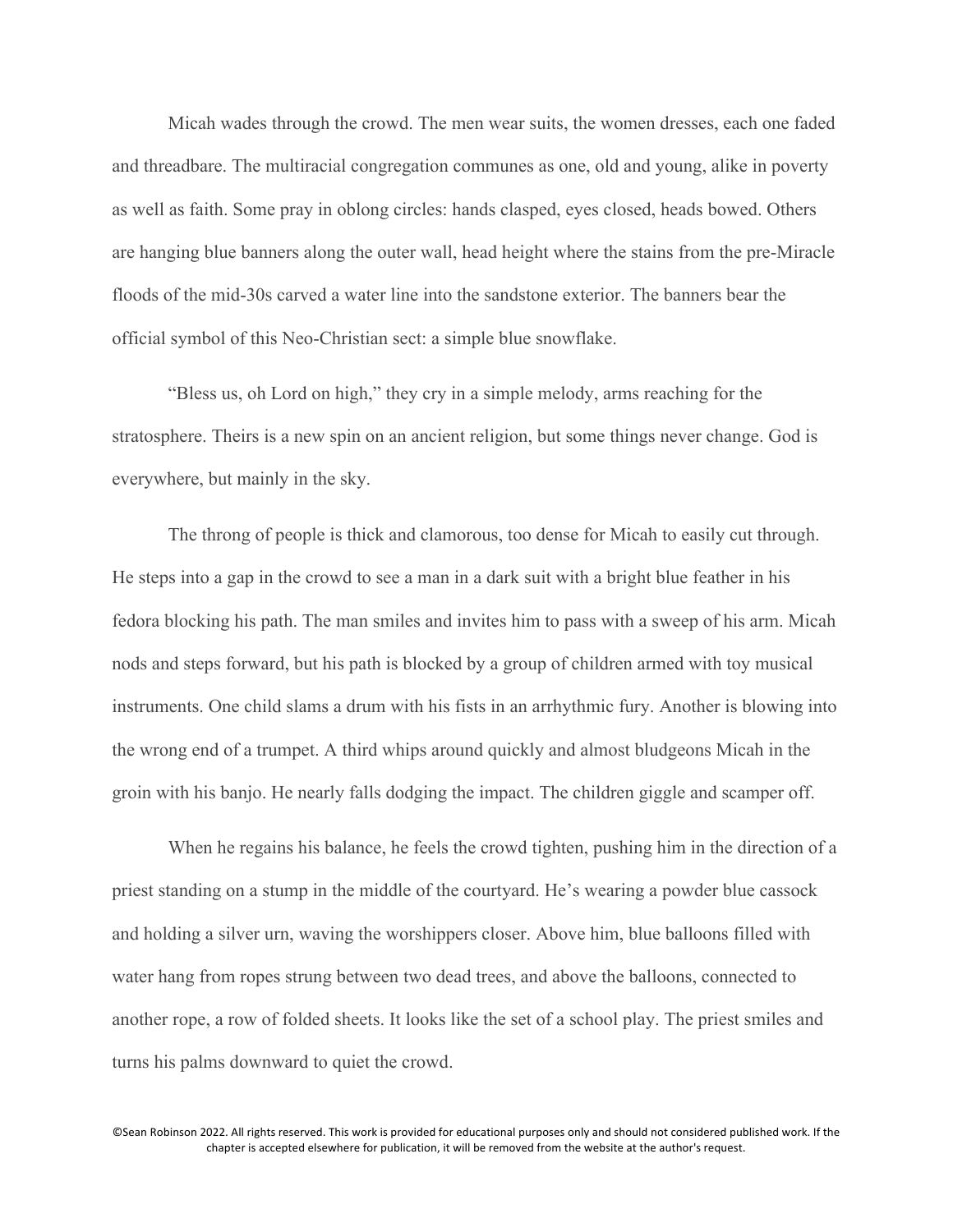Micah wades through the crowd. The men wear suits, the women dresses, each one faded and threadbare. The multiracial congregation communes as one, old and young, alike in poverty as well as faith. Some pray in oblong circles: hands clasped, eyes closed, heads bowed. Others are hanging blue banners along the outer wall, head height where the stains from the pre-Miracle floods of the mid-30s carved a water line into the sandstone exterior. The banners bear the official symbol of this Neo-Christian sect: a simple blue snowflake.

"Bless us, oh Lord on high," they cry in a simple melody, arms reaching for the stratosphere. Theirs is a new spin on an ancient religion, but some things never change. God is everywhere, but mainly in the sky.

The throng of people is thick and clamorous, too dense for Micah to easily cut through. He steps into a gap in the crowd to see a man in a dark suit with a bright blue feather in his fedora blocking his path. The man smiles and invites him to pass with a sweep of his arm. Micah nods and steps forward, but his path is blocked by a group of children armed with toy musical instruments. One child slams a drum with his fists in an arrhythmic fury. Another is blowing into the wrong end of a trumpet. A third whips around quickly and almost bludgeons Micah in the groin with his banjo. He nearly falls dodging the impact. The children giggle and scamper off.

When he regains his balance, he feels the crowd tighten, pushing him in the direction of a priest standing on a stump in the middle of the courtyard. He's wearing a powder blue cassock and holding a silver urn, waving the worshippers closer. Above him, blue balloons filled with water hang from ropes strung between two dead trees, and above the balloons, connected to another rope, a row of folded sheets. It looks like the set of a school play. The priest smiles and turns his palms downward to quiet the crowd.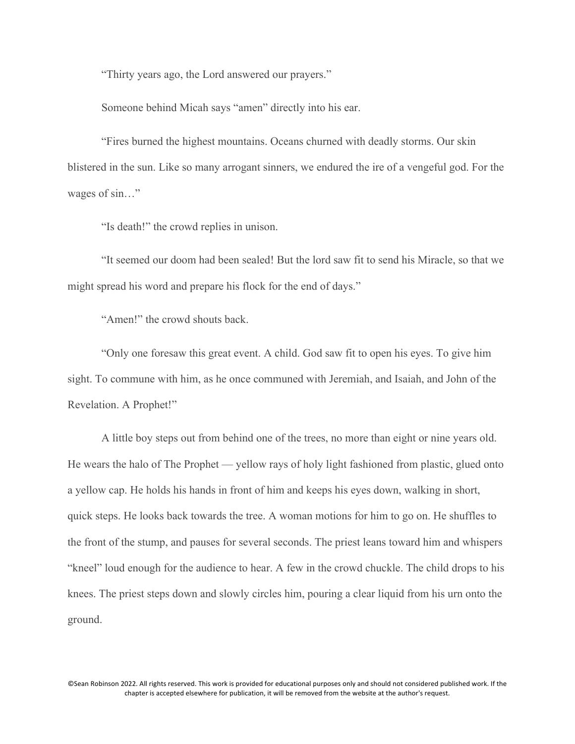"Thirty years ago, the Lord answered our prayers."

Someone behind Micah says "amen" directly into his ear.

"Fires burned the highest mountains. Oceans churned with deadly storms. Our skin blistered in the sun. Like so many arrogant sinners, we endured the ire of a vengeful god. For the wages of sin…"

"Is death!" the crowd replies in unison.

"It seemed our doom had been sealed! But the lord saw fit to send his Miracle, so that we might spread his word and prepare his flock for the end of days."

"Amen!" the crowd shouts back.

"Only one foresaw this great event. A child. God saw fit to open his eyes. To give him sight. To commune with him, as he once communed with Jeremiah, and Isaiah, and John of the Revelation. A Prophet!"

A little boy steps out from behind one of the trees, no more than eight or nine years old. He wears the halo of The Prophet — yellow rays of holy light fashioned from plastic, glued onto a yellow cap. He holds his hands in front of him and keeps his eyes down, walking in short, quick steps. He looks back towards the tree. A woman motions for him to go on. He shuffles to the front of the stump, and pauses for several seconds. The priest leans toward him and whispers "kneel" loud enough for the audience to hear. A few in the crowd chuckle. The child drops to his knees. The priest steps down and slowly circles him, pouring a clear liquid from his urn onto the ground.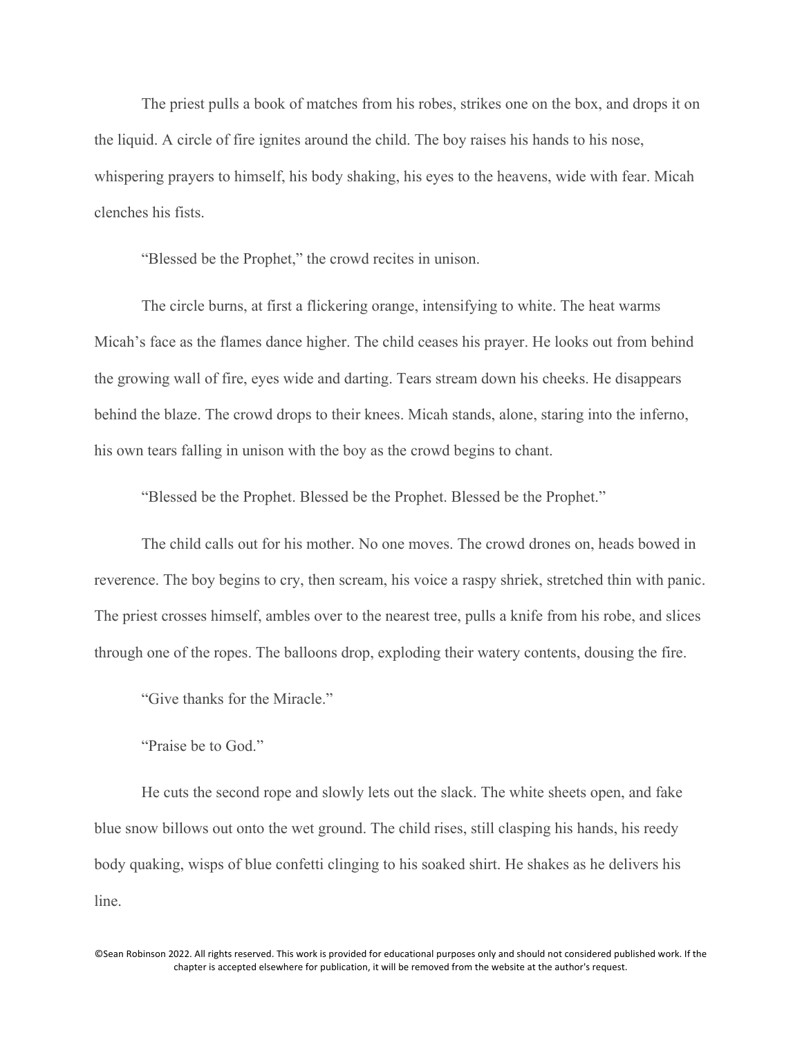The priest pulls a book of matches from his robes, strikes one on the box, and drops it on the liquid. A circle of fire ignites around the child. The boy raises his hands to his nose, whispering prayers to himself, his body shaking, his eyes to the heavens, wide with fear. Micah clenches his fists.

"Blessed be the Prophet," the crowd recites in unison.

The circle burns, at first a flickering orange, intensifying to white. The heat warms Micah's face as the flames dance higher. The child ceases his prayer. He looks out from behind the growing wall of fire, eyes wide and darting. Tears stream down his cheeks. He disappears behind the blaze. The crowd drops to their knees. Micah stands, alone, staring into the inferno, his own tears falling in unison with the boy as the crowd begins to chant.

"Blessed be the Prophet. Blessed be the Prophet. Blessed be the Prophet."

The child calls out for his mother. No one moves. The crowd drones on, heads bowed in reverence. The boy begins to cry, then scream, his voice a raspy shriek, stretched thin with panic. The priest crosses himself, ambles over to the nearest tree, pulls a knife from his robe, and slices through one of the ropes. The balloons drop, exploding their watery contents, dousing the fire.

"Give thanks for the Miracle."

"Praise be to God."

He cuts the second rope and slowly lets out the slack. The white sheets open, and fake blue snow billows out onto the wet ground. The child rises, still clasping his hands, his reedy body quaking, wisps of blue confetti clinging to his soaked shirt. He shakes as he delivers his line.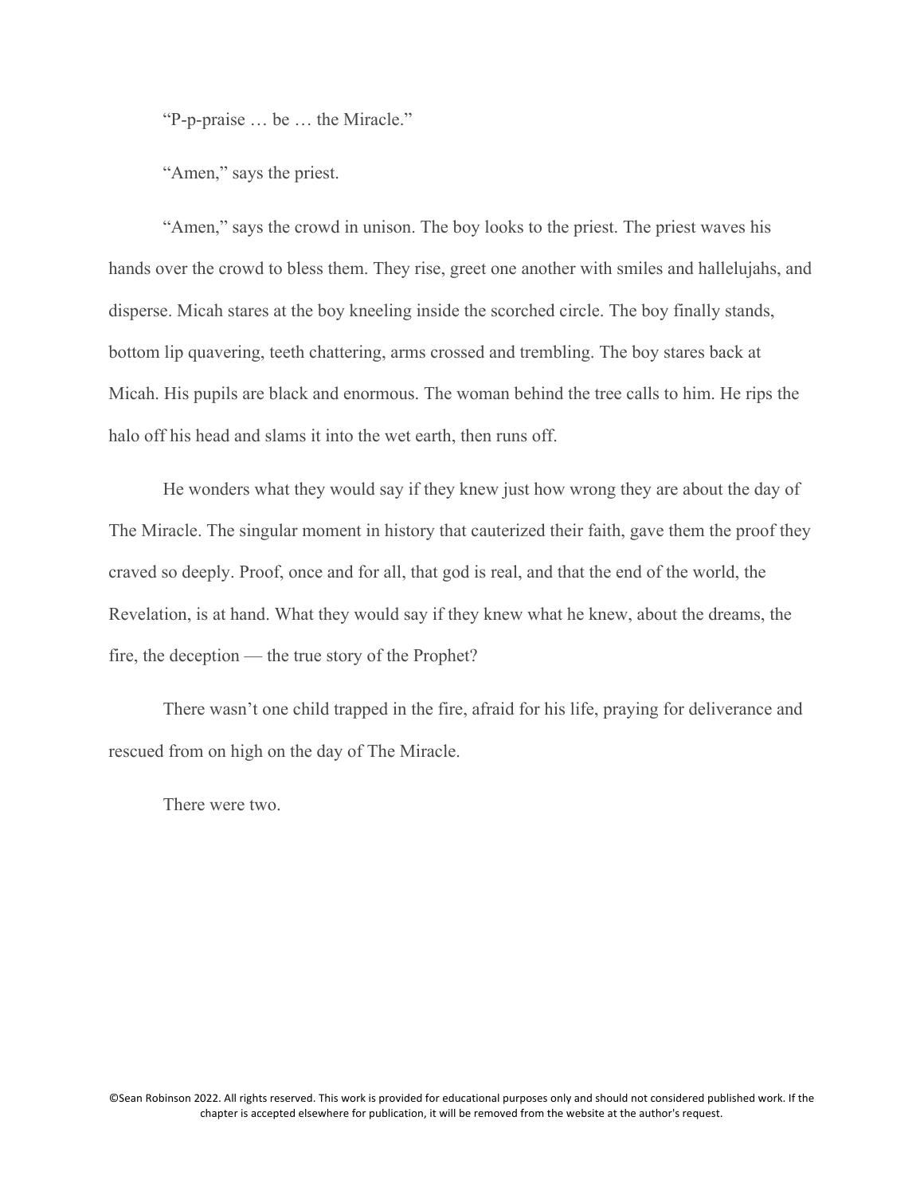"P-p-praise … be … the Miracle."

"Amen," says the priest.

"Amen," says the crowd in unison. The boy looks to the priest. The priest waves his hands over the crowd to bless them. They rise, greet one another with smiles and hallelujahs, and disperse. Micah stares at the boy kneeling inside the scorched circle. The boy finally stands, bottom lip quavering, teeth chattering, arms crossed and trembling. The boy stares back at Micah. His pupils are black and enormous. The woman behind the tree calls to him. He rips the halo off his head and slams it into the wet earth, then runs off.

He wonders what they would say if they knew just how wrong they are about the day of The Miracle. The singular moment in history that cauterized their faith, gave them the proof they craved so deeply. Proof, once and for all, that god is real, and that the end of the world, the Revelation, is at hand. What they would say if they knew what he knew, about the dreams, the fire, the deception — the true story of the Prophet?

There wasn't one child trapped in the fire, afraid for his life, praying for deliverance and rescued from on high on the day of The Miracle.

There were two.